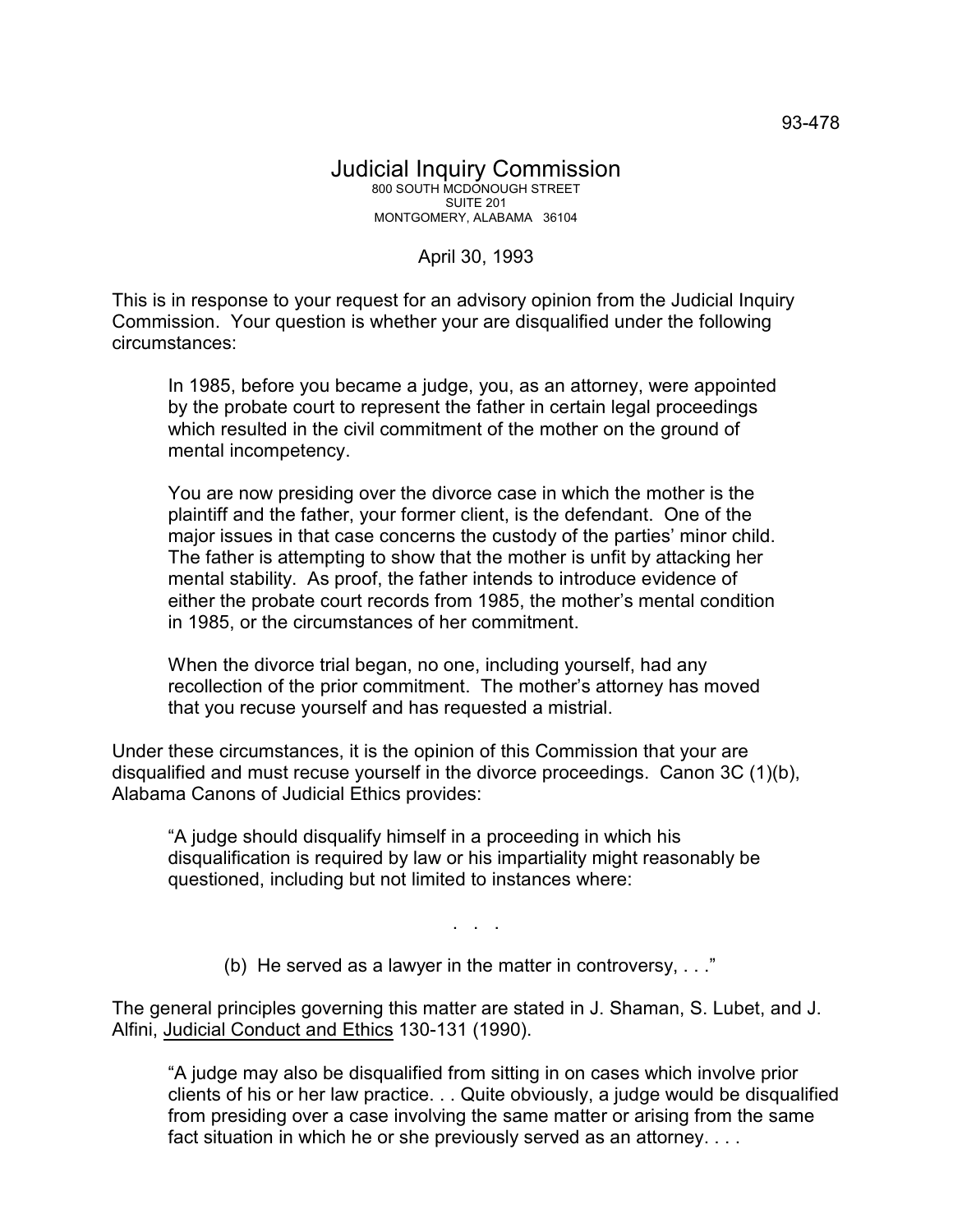93-478

# Judicial Inquiry Commission

800 SOUTH MCDONOUGH STREET
SUITE 201
MONTGOMERY, ALABAMA 36104

April 30, 1993

This is in response to your request for an advisory opinion from the Judicial Inquiry Commission. Your question is whether your are disqualified under the following circumstances:

> In 1985, before you became a judge, you, as an attorney, were appointed by the probate court to represent the father in certain legal proceedings which resulted in the civil commitment of the mother on the ground of mental incompetency.
>
> You are now presiding over the divorce case in which the mother is the plaintiff and the father, your former client, is the defendant. One of the major issues in that case concerns the custody of the parties' minor child. The father is attempting to show that the mother is unfit by attacking her mental stability. As proof, the father intends to introduce evidence of either the probate court records from 1985, the mother's mental condition in 1985, or the circumstances of her commitment.
>
> When the divorce trial began, no one, including yourself, had any recollection of the prior commitment. The mother's attorney has moved that you recuse yourself and has requested a mistrial.

Under these circumstances, it is the opinion of this Commission that your are disqualified and must recuse yourself in the divorce proceedings. Canon 3C (1)(b), Alabama Canons of Judicial Ethics provides:

> "A judge should disqualify himself in a proceeding in which his disqualification is required by law or his impartiality might reasonably be questioned, including but not limited to instances where:
>
> . . .
>
> (b) He served as a lawyer in the matter in controversy, . . ."

The general principles governing this matter are stated in J. Shaman, S. Lubet, and J. Alfini, Judicial Conduct and Ethics 130-131 (1990).

> "A judge may also be disqualified from sitting in on cases which involve prior clients of his or her law practice. . . Quite obviously, a judge would be disqualified from presiding over a case involving the same matter or arising from the same fact situation in which he or she previously served as an attorney. . . .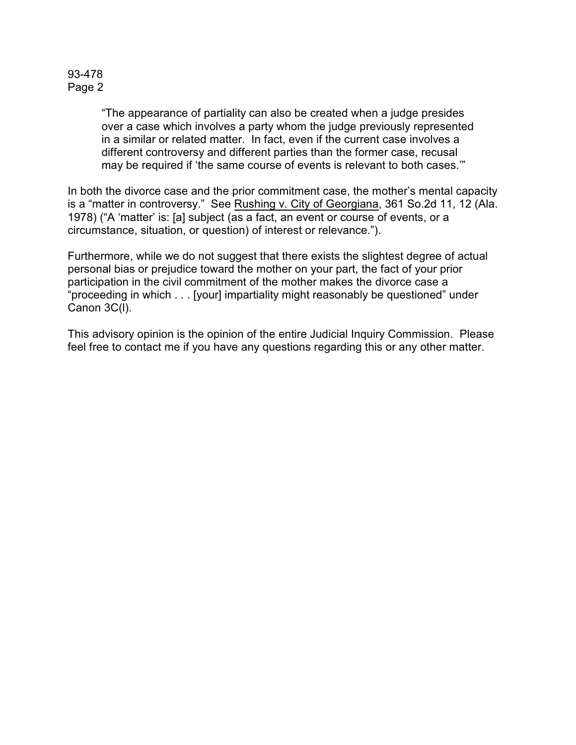> "The appearance of partiality can also be created when a judge presides over a case which involves a party whom the judge previously represented in a similar or related matter. In fact, even if the current case involves a different controversy and different parties than the former case, recusal may be required if 'the same course of events is relevant to both cases.'"

In both the divorce case and the prior commitment case, the mother's mental capacity is a "matter in controversy." See Rushing v. City of Georgiana, 361 So.2d 11, 12 (Ala. 1978) ("A 'matter' is: [a] subject (as a fact, an event or course of events, or a circumstance, situation, or question) of interest or relevance.").

Furthermore, while we do not suggest that there exists the slightest degree of actual personal bias or prejudice toward the mother on your part, the fact of your prior participation in the civil commitment of the mother makes the divorce case a "proceeding in which . . . [your] impartiality might reasonably be questioned" under Canon 3C(l).

This advisory opinion is the opinion of the entire Judicial Inquiry Commission. Please feel free to contact me if you have any questions regarding this or any other matter.